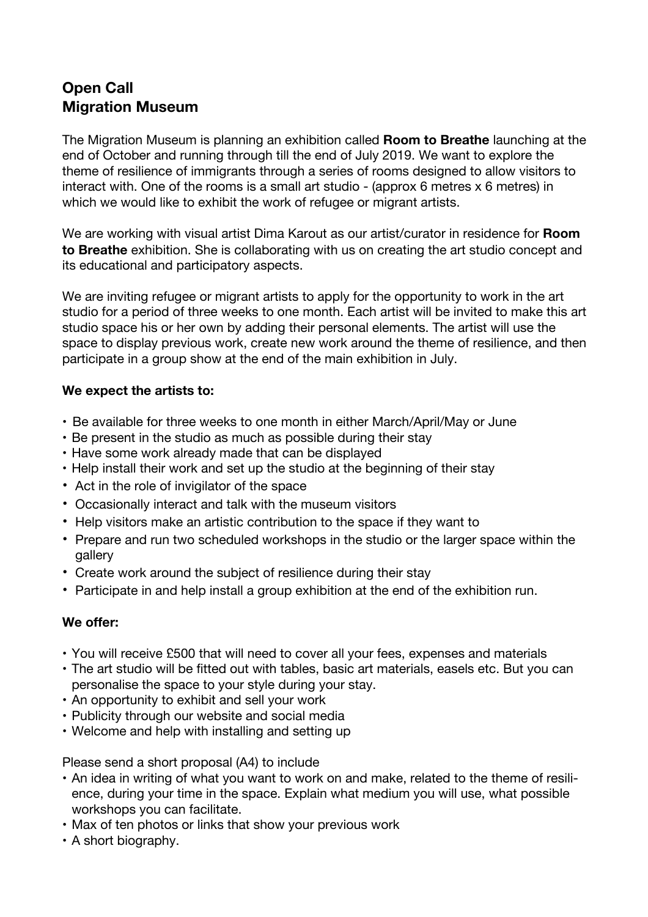## Open Call
## Migration Museum

The Migration Museum is planning an exhibition called **Room to Breathe** launching at the end of October and running through till the end of July 2019. We want to explore the theme of resilience of immigrants through a series of rooms designed to allow visitors to interact with. One of the rooms is a small art studio - (approx 6 metres x 6 metres) in which we would like to exhibit the work of refugee or migrant artists.

We are working with visual artist Dima Karout as our artist/curator in residence for **Room to Breathe** exhibition. She is collaborating with us on creating the art studio concept and its educational and participatory aspects.

We are inviting refugee or migrant artists to apply for the opportunity to work in the art studio for a period of three weeks to one month. Each artist will be invited to make this art studio space his or her own by adding their personal elements. The artist will use the space to display previous work, create new work around the theme of resilience, and then participate in a group show at the end of the main exhibition in July.

**We expect the artists to:**

- Be available for three weeks to one month in either March/April/May or June
- Be present in the studio as much as possible during their stay
- Have some work already made that can be displayed
- Help install their work and set up the studio at the beginning of their stay
- Act in the role of invigilator of the space
- Occasionally interact and talk with the museum visitors
- Help visitors make an artistic contribution to the space if they want to
- Prepare and run two scheduled workshops in the studio or the larger space within the gallery
- Create work around the subject of resilience during their stay
- Participate in and help install a group exhibition at the end of the exhibition run.

**We offer:**

- You will receive £500 that will need to cover all your fees, expenses and materials
- The art studio will be fitted out with tables, basic art materials, easels etc. But you can personalise the space to your style during your stay.
- An opportunity to exhibit and sell your work
- Publicity through our website and social media
- Welcome and help with installing and setting up

Please send a short proposal (A4) to include

- An idea in writing of what you want to work on and make, related to the theme of resilience, during your time in the space. Explain what medium you will use, what possible workshops you can facilitate.
- Max of ten photos or links that show your previous work
- A short biography.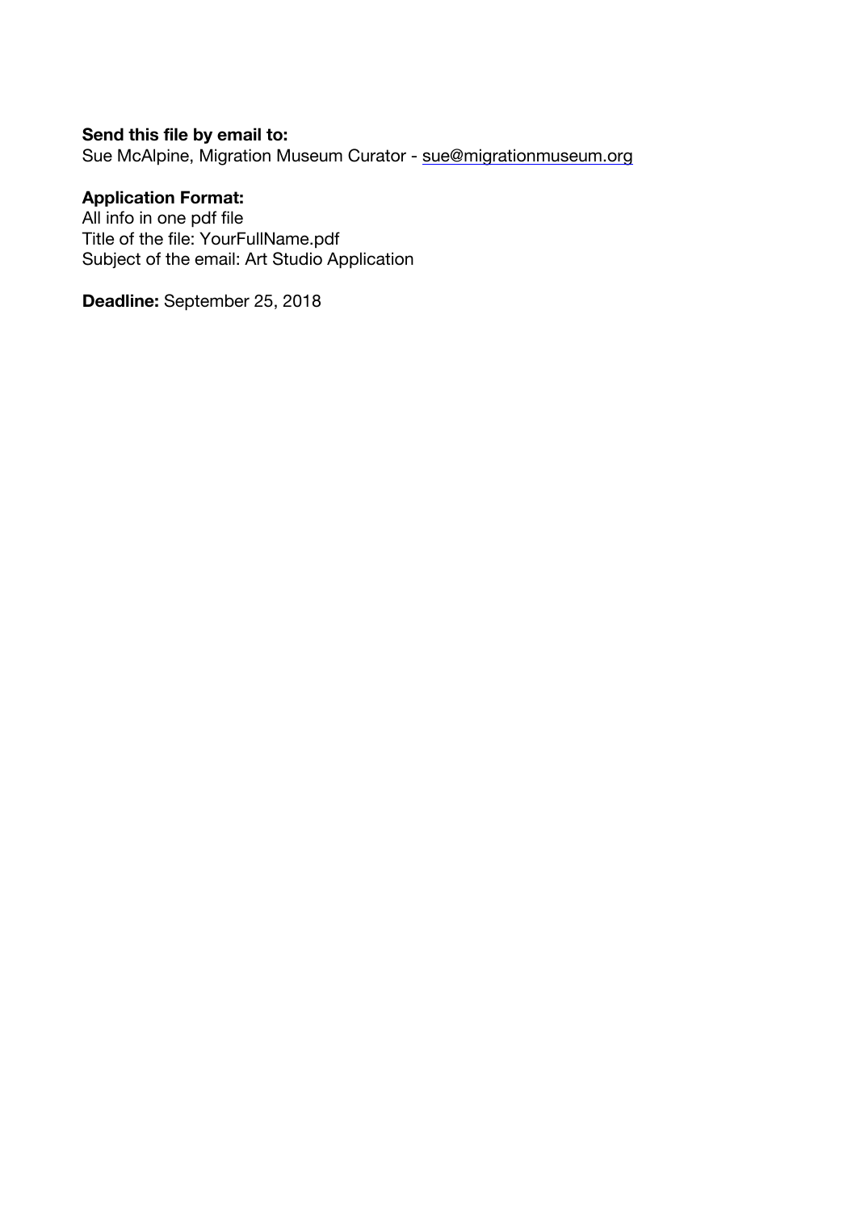**Send this file by email to:**
Sue McAlpine, Migration Museum Curator - sue@migrationmuseum.org

**Application Format:**
All info in one pdf file
Title of the file: YourFullName.pdf
Subject of the email: Art Studio Application

**Deadline:** September 25, 2018